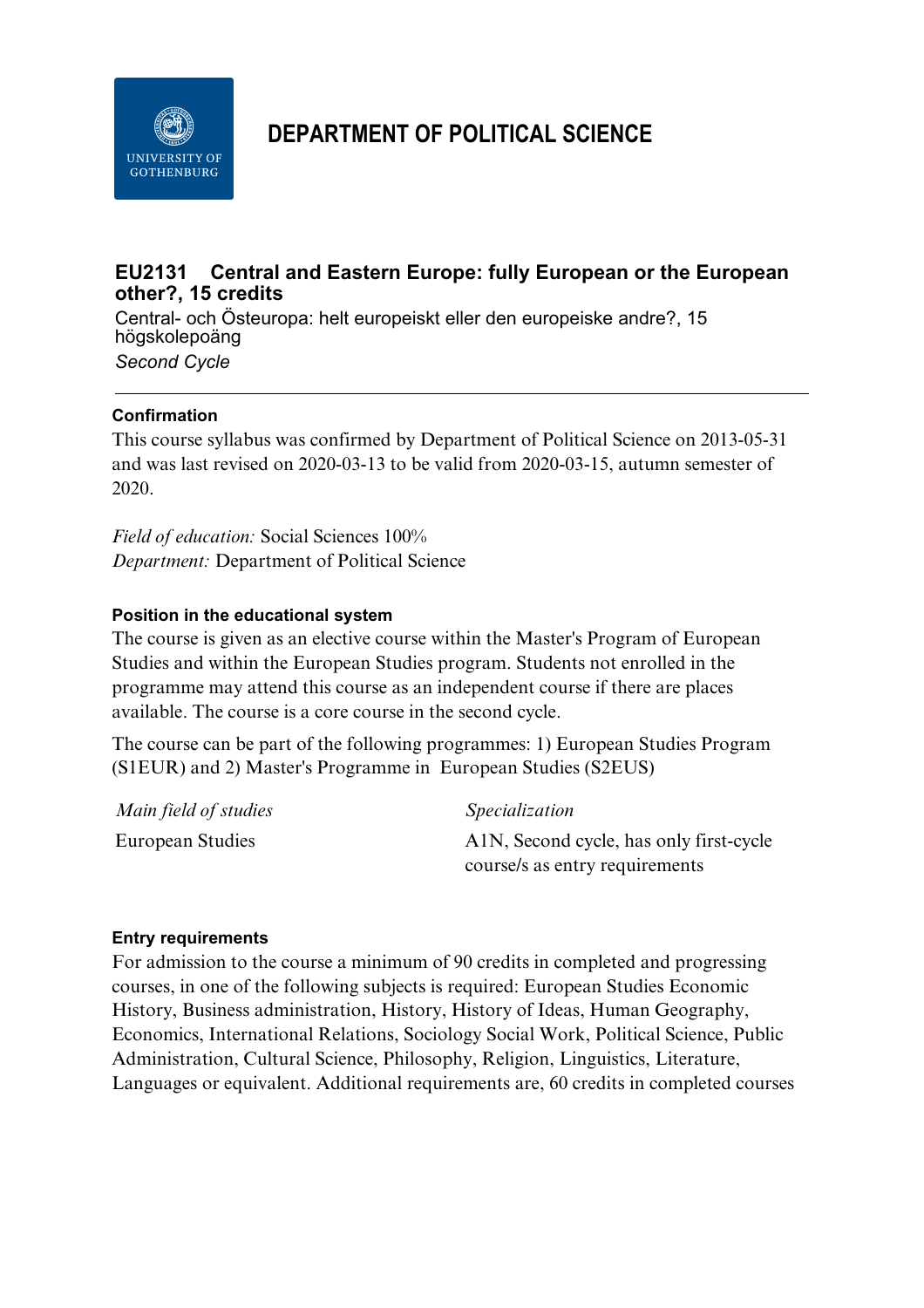# DEPARTMENT OF POLITICAL SCIENCE

## EU2131 Central and Eastern Europe: fully European or the European other?, 15 credits

Central- och Östeuropa: helt europeiskt eller den europeiske andre?, 15 högskolepoäng

*Second Cycle*

---

### Confirmation

This course syllabus was confirmed by Department of Political Science on 2013-05-31 and was last revised on 2020-03-13 to be valid from 2020-03-15, autumn semester of 2020.

*Field of education:* Social Sciences 100%
*Department:* Department of Political Science

### Position in the educational system

The course is given as an elective course within the Master's Program of European Studies and within the European Studies program. Students not enrolled in the programme may attend this course as an independent course if there are places available. The course is a core course in the second cycle.

The course can be part of the following programmes: 1) European Studies Program (S1EUR) and 2) Master's Programme in European Studies (S2EUS)

| *Main field of studies* | *Specialization* |
|---|---|
| European Studies | A1N, Second cycle, has only first-cycle course/s as entry requirements |

### Entry requirements

For admission to the course a minimum of 90 credits in completed and progressing courses, in one of the following subjects is required: European Studies Economic History, Business administration, History, History of Ideas, Human Geography, Economics, International Relations, Sociology Social Work, Political Science, Public Administration, Cultural Science, Philosophy, Religion, Linguistics, Literature, Languages or equivalent. Additional requirements are, 60 credits in completed courses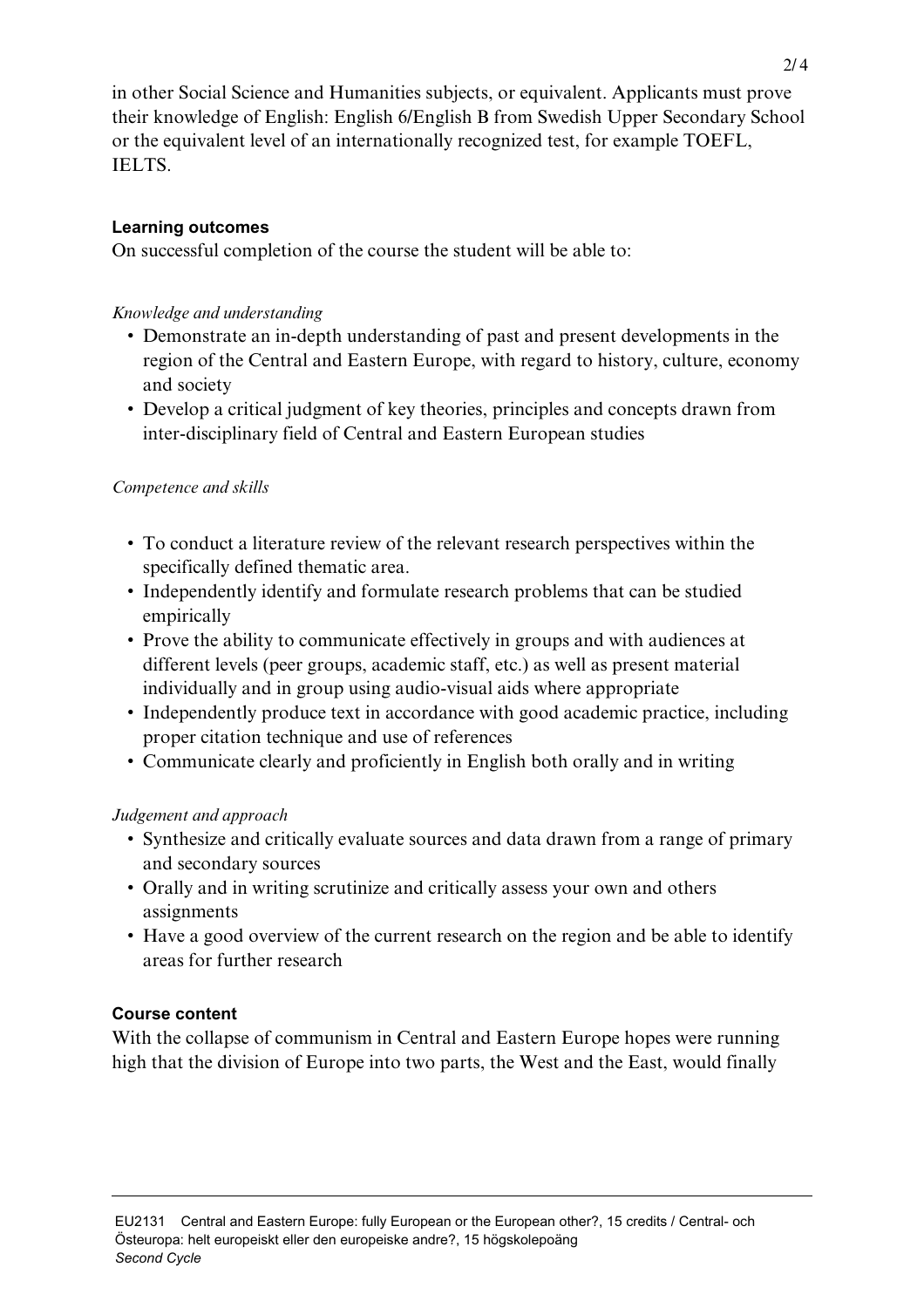in other Social Science and Humanities subjects, or equivalent. Applicants must prove their knowledge of English: English 6/English B from Swedish Upper Secondary School or the equivalent level of an internationally recognized test, for example TOEFL, IELTS.

## Learning outcomes

On successful completion of the course the student will be able to:

*Knowledge and understanding*

- Demonstrate an in-depth understanding of past and present developments in the region of the Central and Eastern Europe, with regard to history, culture, economy and society
- Develop a critical judgment of key theories, principles and concepts drawn from inter-disciplinary field of Central and Eastern European studies

*Competence and skills*

- To conduct a literature review of the relevant research perspectives within the specifically defined thematic area.
- Independently identify and formulate research problems that can be studied empirically
- Prove the ability to communicate effectively in groups and with audiences at different levels (peer groups, academic staff, etc.) as well as present material individually and in group using audio-visual aids where appropriate
- Independently produce text in accordance with good academic practice, including proper citation technique and use of references
- Communicate clearly and proficiently in English both orally and in writing

*Judgement and approach*

- Synthesize and critically evaluate sources and data drawn from a range of primary and secondary sources
- Orally and in writing scrutinize and critically assess your own and others assignments
- Have a good overview of the current research on the region and be able to identify areas for further research

## Course content

With the collapse of communism in Central and Eastern Europe hopes were running high that the division of Europe into two parts, the West and the East, would finally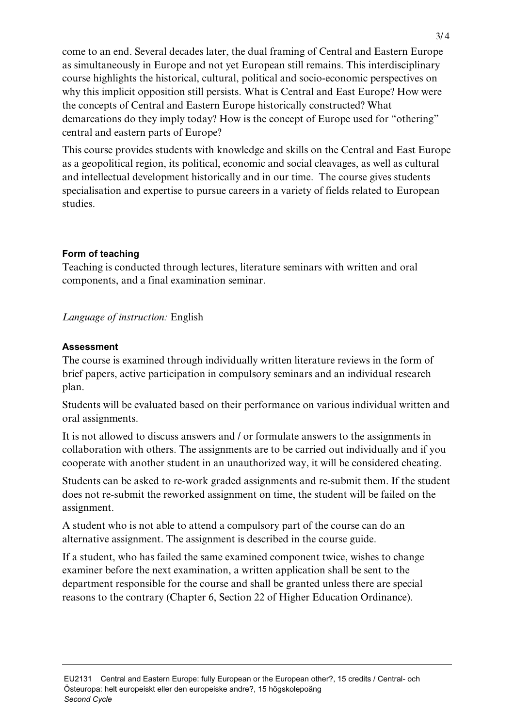come to an end. Several decades later, the dual framing of Central and Eastern Europe as simultaneously in Europe and not yet European still remains. This interdisciplinary course highlights the historical, cultural, political and socio-economic perspectives on why this implicit opposition still persists. What is Central and East Europe? How were the concepts of Central and Eastern Europe historically constructed? What demarcations do they imply today? How is the concept of Europe used for "othering" central and eastern parts of Europe?

This course provides students with knowledge and skills on the Central and East Europe as a geopolitical region, its political, economic and social cleavages, as well as cultural and intellectual development historically and in our time. The course gives students specialisation and expertise to pursue careers in a variety of fields related to European studies.

### Form of teaching

Teaching is conducted through lectures, literature seminars with written and oral components, and a final examination seminar.

*Language of instruction:* English

### Assessment

The course is examined through individually written literature reviews in the form of brief papers, active participation in compulsory seminars and an individual research plan.

Students will be evaluated based on their performance on various individual written and oral assignments.

It is not allowed to discuss answers and / or formulate answers to the assignments in collaboration with others. The assignments are to be carried out individually and if you cooperate with another student in an unauthorized way, it will be considered cheating.

Students can be asked to re-work graded assignments and re-submit them. If the student does not re-submit the reworked assignment on time, the student will be failed on the assignment.

A student who is not able to attend a compulsory part of the course can do an alternative assignment. The assignment is described in the course guide.

If a student, who has failed the same examined component twice, wishes to change examiner before the next examination, a written application shall be sent to the department responsible for the course and shall be granted unless there are special reasons to the contrary (Chapter 6, Section 22 of Higher Education Ordinance).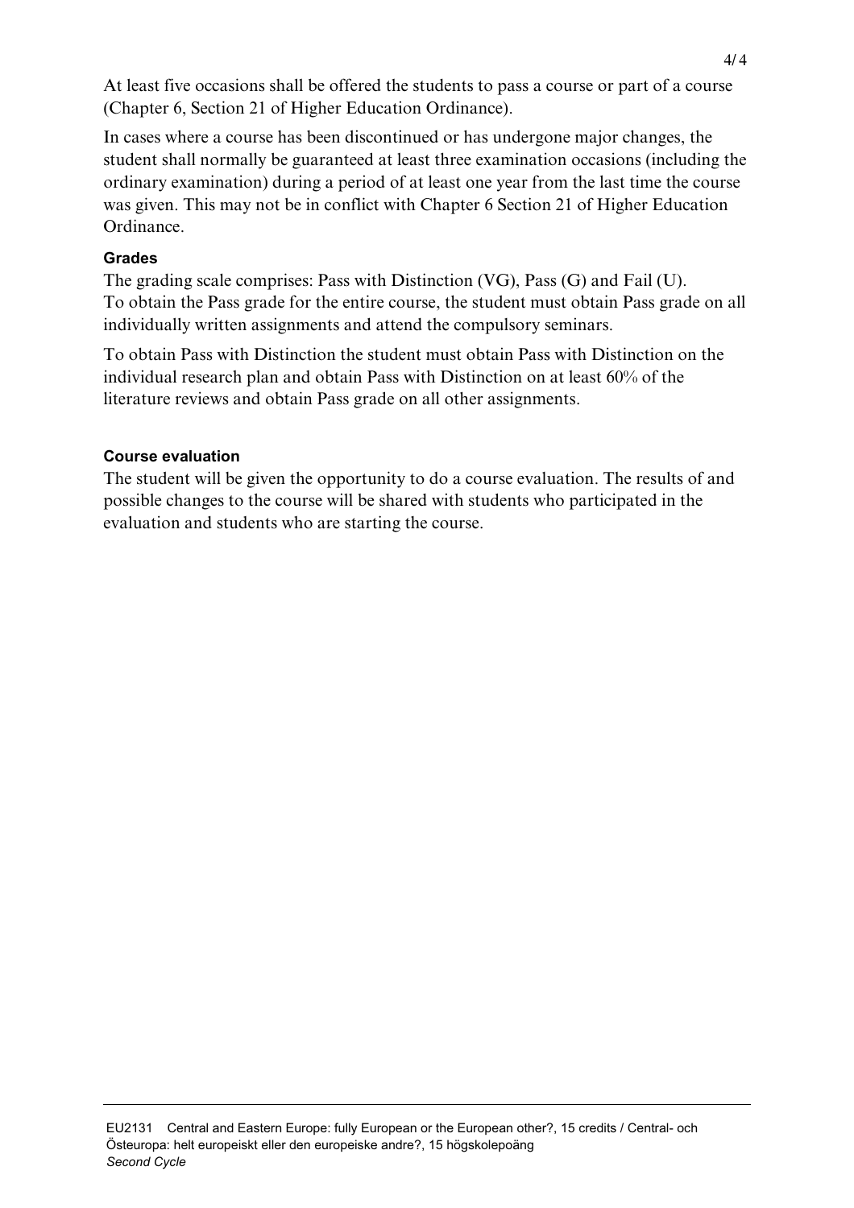At least five occasions shall be offered the students to pass a course or part of a course (Chapter 6, Section 21 of Higher Education Ordinance).

In cases where a course has been discontinued or has undergone major changes, the student shall normally be guaranteed at least three examination occasions (including the ordinary examination) during a period of at least one year from the last time the course was given. This may not be in conflict with Chapter 6 Section 21 of Higher Education Ordinance.

### Grades

The grading scale comprises: Pass with Distinction (VG), Pass (G) and Fail (U).
To obtain the Pass grade for the entire course, the student must obtain Pass grade on all individually written assignments and attend the compulsory seminars.

To obtain Pass with Distinction the student must obtain Pass with Distinction on the individual research plan and obtain Pass with Distinction on at least 60% of the literature reviews and obtain Pass grade on all other assignments.

### Course evaluation

The student will be given the opportunity to do a course evaluation. The results of and possible changes to the course will be shared with students who participated in the evaluation and students who are starting the course.